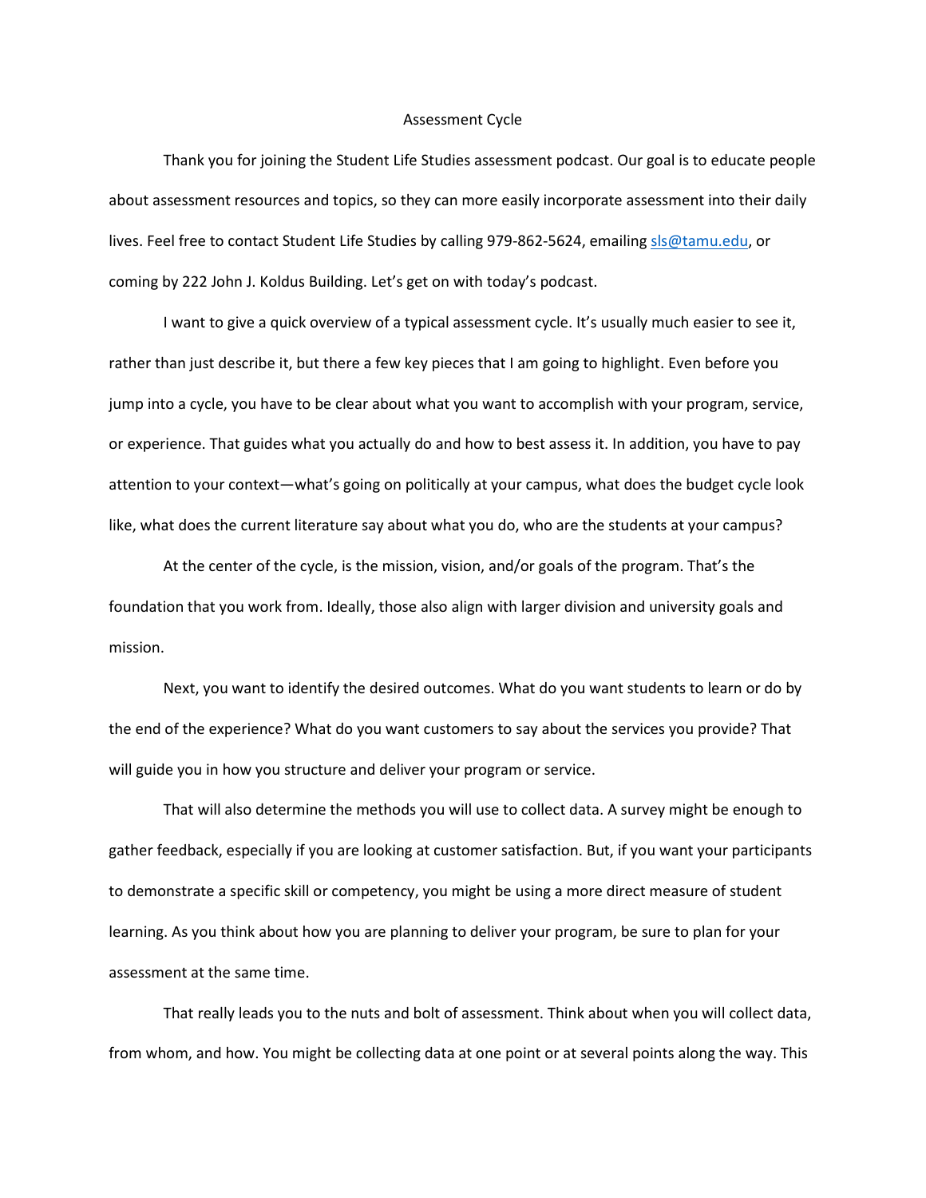# Assessment Cycle

Thank you for joining the Student Life Studies assessment podcast. Our goal is to educate people about assessment resources and topics, so they can more easily incorporate assessment into their daily lives. Feel free to contact Student Life Studies by calling 979-862-5624, emailing sls@tamu.edu, or coming by 222 John J. Koldus Building. Let's get on with today's podcast.

I want to give a quick overview of a typical assessment cycle. It's usually much easier to see it, rather than just describe it, but there a few key pieces that I am going to highlight. Even before you jump into a cycle, you have to be clear about what you want to accomplish with your program, service, or experience. That guides what you actually do and how to best assess it. In addition, you have to pay attention to your context—what's going on politically at your campus, what does the budget cycle look like, what does the current literature say about what you do, who are the students at your campus?

At the center of the cycle, is the mission, vision, and/or goals of the program. That's the foundation that you work from. Ideally, those also align with larger division and university goals and mission.

Next, you want to identify the desired outcomes. What do you want students to learn or do by the end of the experience? What do you want customers to say about the services you provide? That will guide you in how you structure and deliver your program or service.

That will also determine the methods you will use to collect data. A survey might be enough to gather feedback, especially if you are looking at customer satisfaction. But, if you want your participants to demonstrate a specific skill or competency, you might be using a more direct measure of student learning. As you think about how you are planning to deliver your program, be sure to plan for your assessment at the same time.

That really leads you to the nuts and bolt of assessment. Think about when you will collect data, from whom, and how. You might be collecting data at one point or at several points along the way. This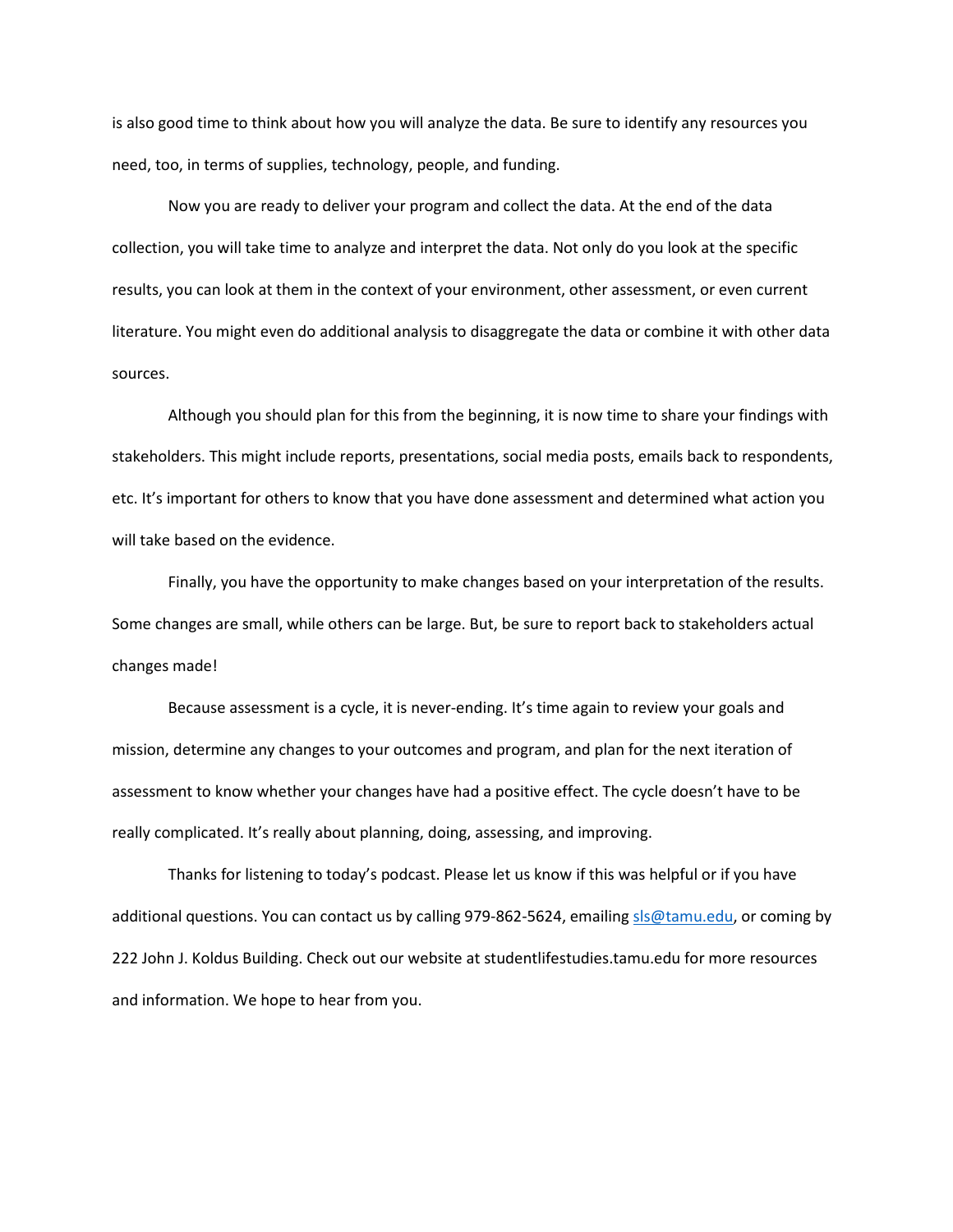is also good time to think about how you will analyze the data. Be sure to identify any resources you need, too, in terms of supplies, technology, people, and funding.

Now you are ready to deliver your program and collect the data. At the end of the data collection, you will take time to analyze and interpret the data. Not only do you look at the specific results, you can look at them in the context of your environment, other assessment, or even current literature. You might even do additional analysis to disaggregate the data or combine it with other data sources.

Although you should plan for this from the beginning, it is now time to share your findings with stakeholders. This might include reports, presentations, social media posts, emails back to respondents, etc. It's important for others to know that you have done assessment and determined what action you will take based on the evidence.

Finally, you have the opportunity to make changes based on your interpretation of the results. Some changes are small, while others can be large. But, be sure to report back to stakeholders actual changes made!

Because assessment is a cycle, it is never-ending. It's time again to review your goals and mission, determine any changes to your outcomes and program, and plan for the next iteration of assessment to know whether your changes have had a positive effect. The cycle doesn't have to be really complicated. It's really about planning, doing, assessing, and improving.

Thanks for listening to today's podcast. Please let us know if this was helpful or if you have additional questions. You can contact us by calling 979-862-5624, emailing [sls@tamu.edu](mailto:sls@tamu.edu), or coming by 222 John J. Koldus Building. Check out our website at studentlifestudies.tamu.edu for more resources and information. We hope to hear from you.